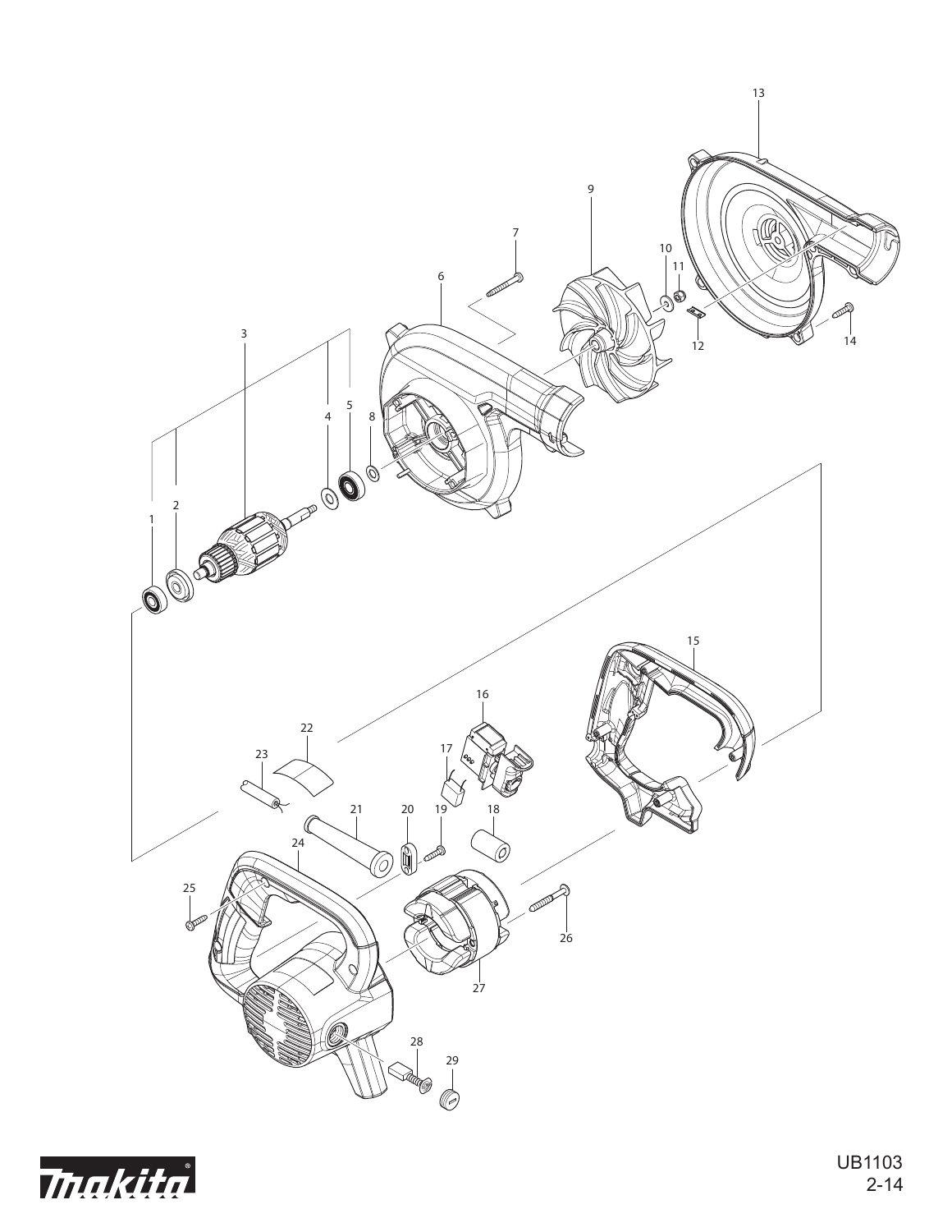UB1103

2-14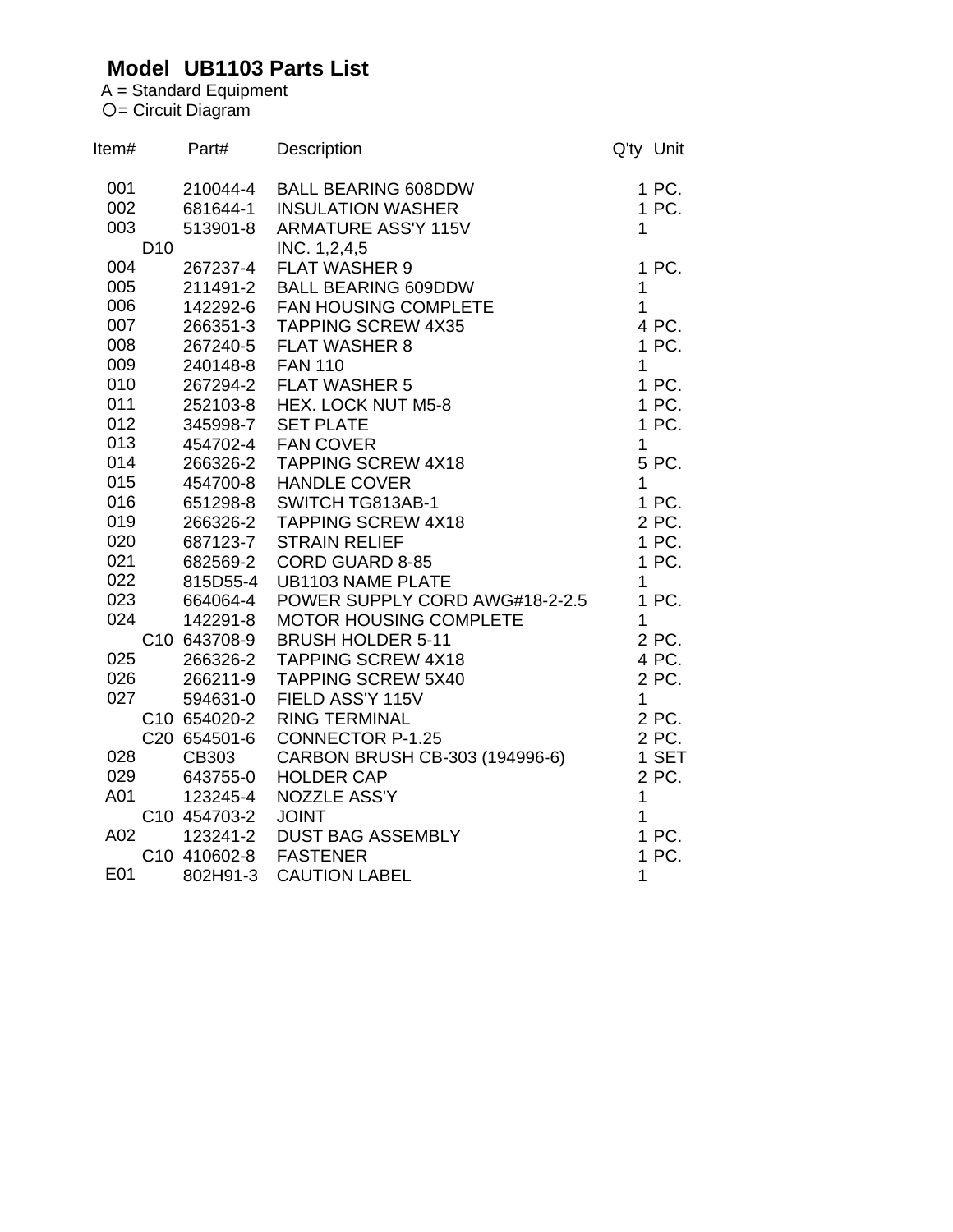# Model UB1103 Parts List

A = Standard Equipment
○= Circuit Diagram

| Item# | | Part# | Description | Q'ty | Unit |
|---|---|---|---|---|---|
| 001 | | 210044-4 | BALL BEARING 608DDW | 1 | PC. |
| 002 | | 681644-1 | INSULATION WASHER | 1 | PC. |
| 003 | | 513901-8 | ARMATURE ASS'Y 115V | 1 | |
| | D10 | | INC. 1,2,4,5 | | |
| 004 | | 267237-4 | FLAT WASHER 9 | 1 | PC. |
| 005 | | 211491-2 | BALL BEARING 609DDW | 1 | |
| 006 | | 142292-6 | FAN HOUSING COMPLETE | 1 | |
| 007 | | 266351-3 | TAPPING SCREW 4X35 | 4 | PC. |
| 008 | | 267240-5 | FLAT WASHER 8 | 1 | PC. |
| 009 | | 240148-8 | FAN 110 | 1 | |
| 010 | | 267294-2 | FLAT WASHER 5 | 1 | PC. |
| 011 | | 252103-8 | HEX. LOCK NUT M5-8 | 1 | PC. |
| 012 | | 345998-7 | SET PLATE | 1 | PC. |
| 013 | | 454702-4 | FAN COVER | 1 | |
| 014 | | 266326-2 | TAPPING SCREW 4X18 | 5 | PC. |
| 015 | | 454700-8 | HANDLE COVER | 1 | |
| 016 | | 651298-8 | SWITCH TG813AB-1 | 1 | PC. |
| 019 | | 266326-2 | TAPPING SCREW 4X18 | 2 | PC. |
| 020 | | 687123-7 | STRAIN RELIEF | 1 | PC. |
| 021 | | 682569-2 | CORD GUARD 8-85 | 1 | PC. |
| 022 | | 815D55-4 | UB1103 NAME PLATE | 1 | |
| 023 | | 664064-4 | POWER SUPPLY CORD AWG#18-2-2.5 | 1 | PC. |
| 024 | | 142291-8 | MOTOR HOUSING COMPLETE | 1 | |
| | C10 | 643708-9 | BRUSH HOLDER 5-11 | 2 | PC. |
| 025 | | 266326-2 | TAPPING SCREW 4X18 | 4 | PC. |
| 026 | | 266211-9 | TAPPING SCREW 5X40 | 2 | PC. |
| 027 | | 594631-0 | FIELD ASS'Y 115V | 1 | |
| | C10 | 654020-2 | RING TERMINAL | 2 | PC. |
| | C20 | 654501-6 | CONNECTOR P-1.25 | 2 | PC. |
| 028 | | CB303 | CARBON BRUSH CB-303 (194996-6) | 1 | SET |
| 029 | | 643755-0 | HOLDER CAP | 2 | PC. |
| A01 | | 123245-4 | NOZZLE ASS'Y | 1 | |
| | C10 | 454703-2 | JOINT | 1 | |
| A02 | | 123241-2 | DUST BAG ASSEMBLY | 1 | PC. |
| | C10 | 410602-8 | FASTENER | 1 | PC. |
| E01 | | 802H91-3 | CAUTION LABEL | 1 | |